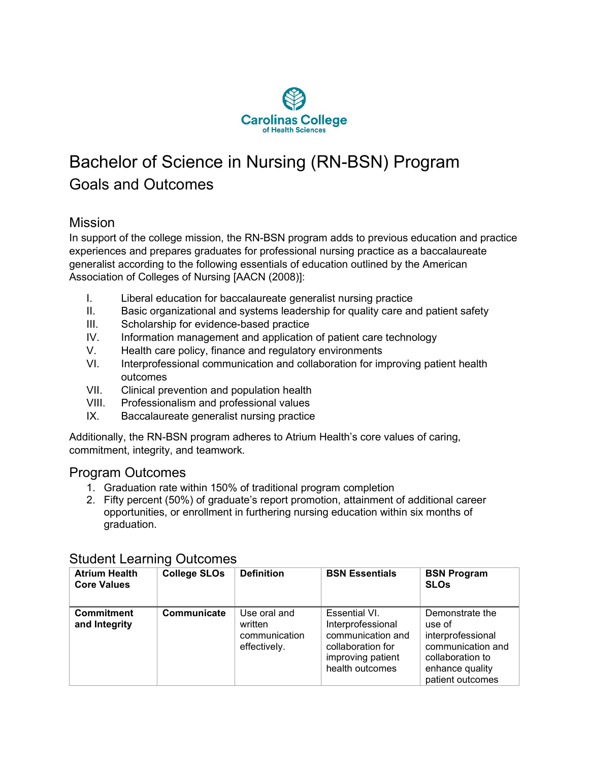Carolinas College of Health Sciences

# Bachelor of Science in Nursing (RN-BSN) Program

## Goals and Outcomes

### Mission

In support of the college mission, the RN-BSN program adds to previous education and practice experiences and prepares graduates for professional nursing practice as a baccalaureate generalist according to the following essentials of education outlined by the American Association of Colleges of Nursing [AACN (2008)]:

I. Liberal education for baccalaureate generalist nursing practice
II. Basic organizational and systems leadership for quality care and patient safety
III. Scholarship for evidence-based practice
IV. Information management and application of patient care technology
V. Health care policy, finance and regulatory environments
VI. Interprofessional communication and collaboration for improving patient health outcomes
VII. Clinical prevention and population health
VIII. Professionalism and professional values
IX. Baccalaureate generalist nursing practice

Additionally, the RN-BSN program adheres to Atrium Health's core values of caring, commitment, integrity, and teamwork.

### Program Outcomes

1. Graduation rate within 150% of traditional program completion
2. Fifty percent (50%) of graduate's report promotion, attainment of additional career opportunities, or enrollment in furthering nursing education within six months of graduation.

### Student Learning Outcomes

| Atrium Health Core Values | College SLOs | Definition | BSN Essentials | BSN Program SLOs |
|---|---|---|---|---|
| **Commitment and Integrity** | **Communicate** | Use oral and written communication effectively. | Essential VI. Interprofessional communication and collaboration for improving patient health outcomes | Demonstrate the use of interprofessional communication and collaboration to enhance quality patient outcomes |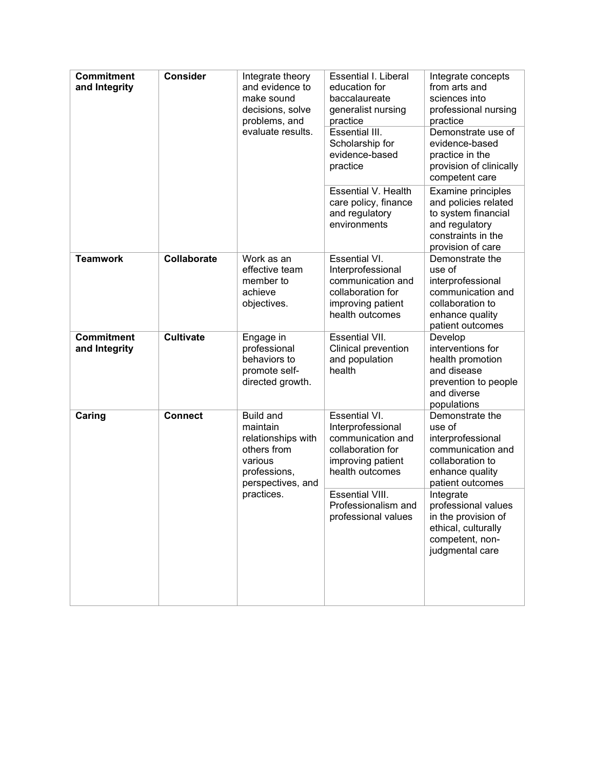| **Commitment and Integrity** | **Consider** | Integrate theory and evidence to make sound decisions, solve problems, and evaluate results. | Essential I. Liberal education for baccalaureate generalist nursing practice | Integrate concepts from arts and sciences into professional nursing practice |
|---|---|---|---|---|
| | | | Essential III. Scholarship for evidence-based practice | Demonstrate use of evidence-based practice in the provision of clinically competent care |
| | | | Essential V. Health care policy, finance and regulatory environments | Examine principles and policies related to system financial and regulatory constraints in the provision of care |
| **Teamwork** | **Collaborate** | Work as an effective team member to achieve objectives. | Essential VI. Interprofessional communication and collaboration for improving patient health outcomes | Demonstrate the use of interprofessional communication and collaboration to enhance quality patient outcomes |
| **Commitment and Integrity** | **Cultivate** | Engage in professional behaviors to promote self-directed growth. | Essential VII. Clinical prevention and population health | Develop interventions for health promotion and disease prevention to people and diverse populations |
| **Caring** | **Connect** | Build and maintain relationships with others from various professions, perspectives, and practices. | Essential VI. Interprofessional communication and collaboration for improving patient health outcomes | Demonstrate the use of interprofessional communication and collaboration to enhance quality patient outcomes |
| | | | Essential VIII. Professionalism and professional values | Integrate professional values in the provision of ethical, culturally competent, non-judgmental care |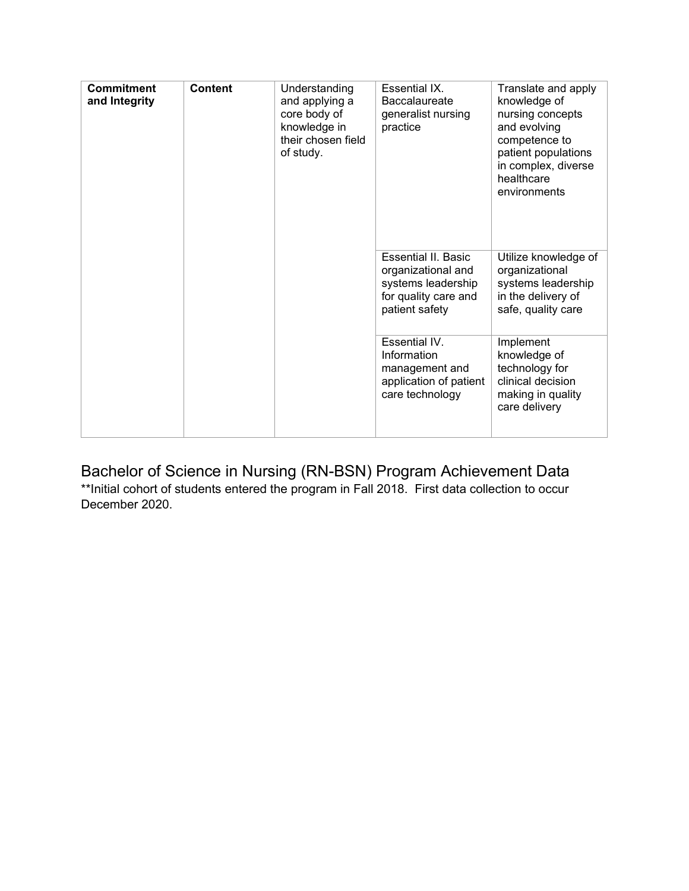| | | | | |
|---|---|---|---|---|
| **Commitment and Integrity** | **Content** | Understanding and applying a core body of knowledge in their chosen field of study. | Essential IX. Baccalaureate generalist nursing practice | Translate and apply knowledge of nursing concepts and evolving competence to patient populations in complex, diverse healthcare environments |
| | | | Essential II. Basic organizational and systems leadership for quality care and patient safety | Utilize knowledge of organizational systems leadership in the delivery of safe, quality care |
| | | | Essential IV. Information management and application of patient care technology | Implement knowledge of technology for clinical decision making in quality care delivery |

## Bachelor of Science in Nursing (RN-BSN) Program Achievement Data

**Initial cohort of students entered the program in Fall 2018. First data collection to occur December 2020.